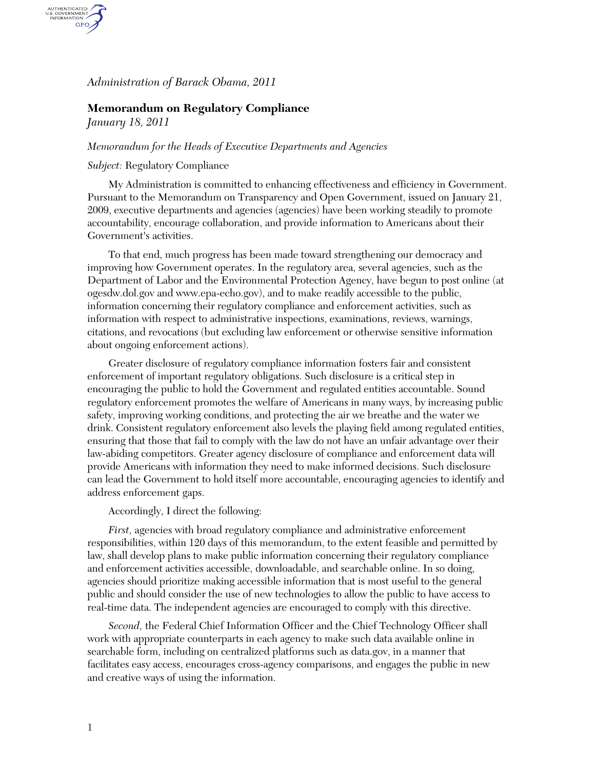*Administration of Barack Obama, 2011*

## Memorandum on Regulatory Compliance

*January 18, 2011*

*Memorandum for the Heads of Executive Departments and Agencies*

*Subject:* Regulatory Compliance

My Administration is committed to enhancing effectiveness and efficiency in Government. Pursuant to the Memorandum on Transparency and Open Government, issued on January 21, 2009, executive departments and agencies (agencies) have been working steadily to promote accountability, encourage collaboration, and provide information to Americans about their Government's activities.

To that end, much progress has been made toward strengthening our democracy and improving how Government operates. In the regulatory area, several agencies, such as the Department of Labor and the Environmental Protection Agency, have begun to post online (at ogesdw.dol.gov and www.epa-echo.gov), and to make readily accessible to the public, information concerning their regulatory compliance and enforcement activities, such as information with respect to administrative inspections, examinations, reviews, warnings, citations, and revocations (but excluding law enforcement or otherwise sensitive information about ongoing enforcement actions).

Greater disclosure of regulatory compliance information fosters fair and consistent enforcement of important regulatory obligations. Such disclosure is a critical step in encouraging the public to hold the Government and regulated entities accountable. Sound regulatory enforcement promotes the welfare of Americans in many ways, by increasing public safety, improving working conditions, and protecting the air we breathe and the water we drink. Consistent regulatory enforcement also levels the playing field among regulated entities, ensuring that those that fail to comply with the law do not have an unfair advantage over their law-abiding competitors. Greater agency disclosure of compliance and enforcement data will provide Americans with information they need to make informed decisions. Such disclosure can lead the Government to hold itself more accountable, encouraging agencies to identify and address enforcement gaps.

Accordingly, I direct the following:

*First,* agencies with broad regulatory compliance and administrative enforcement responsibilities, within 120 days of this memorandum, to the extent feasible and permitted by law, shall develop plans to make public information concerning their regulatory compliance and enforcement activities accessible, downloadable, and searchable online. In so doing, agencies should prioritize making accessible information that is most useful to the general public and should consider the use of new technologies to allow the public to have access to real-time data. The independent agencies are encouraged to comply with this directive.

*Second,* the Federal Chief Information Officer and the Chief Technology Officer shall work with appropriate counterparts in each agency to make such data available online in searchable form, including on centralized platforms such as data.gov, in a manner that facilitates easy access, encourages cross-agency comparisons, and engages the public in new and creative ways of using the information.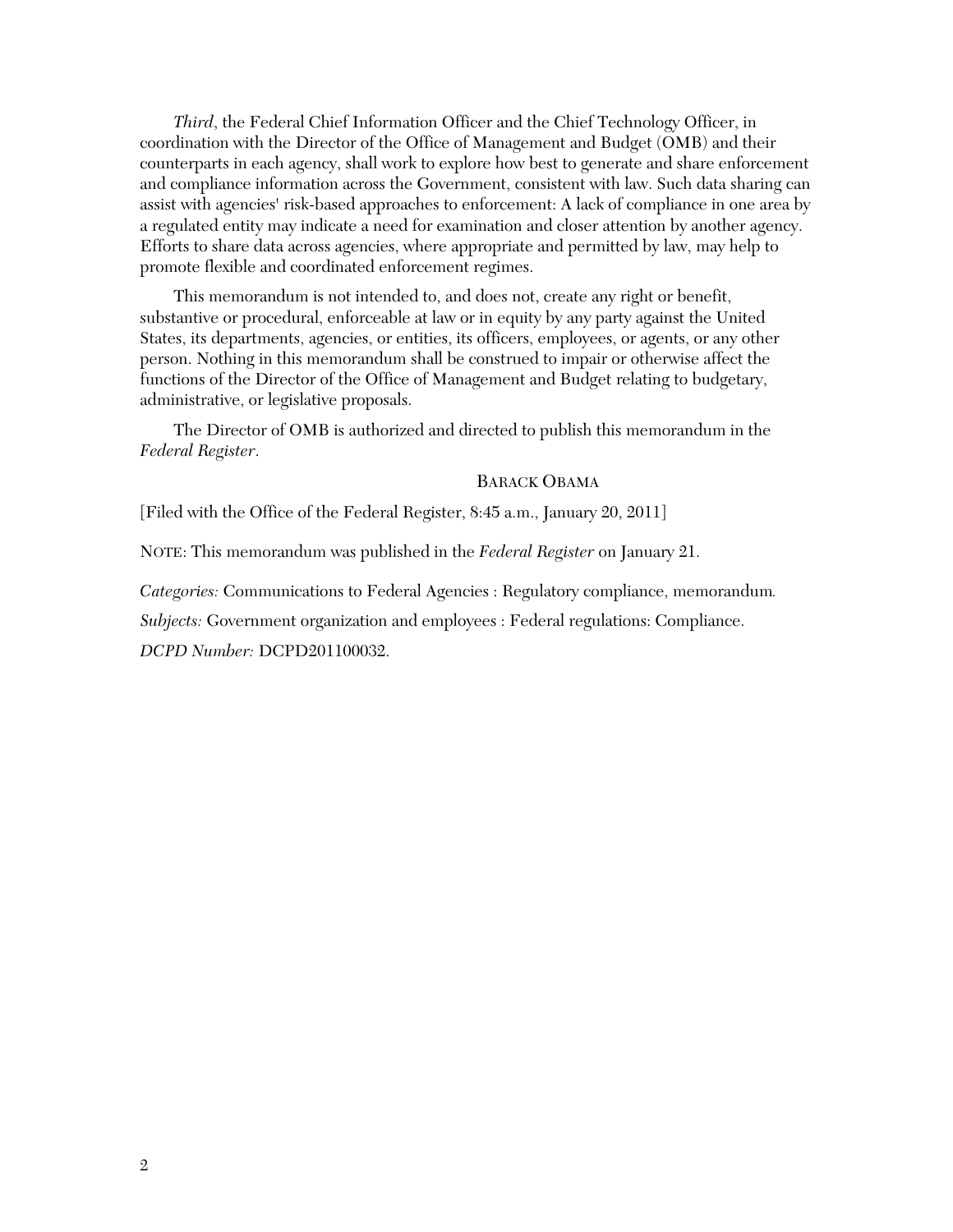*Third*, the Federal Chief Information Officer and the Chief Technology Officer, in coordination with the Director of the Office of Management and Budget (OMB) and their counterparts in each agency, shall work to explore how best to generate and share enforcement and compliance information across the Government, consistent with law. Such data sharing can assist with agencies' risk-based approaches to enforcement: A lack of compliance in one area by a regulated entity may indicate a need for examination and closer attention by another agency. Efforts to share data across agencies, where appropriate and permitted by law, may help to promote flexible and coordinated enforcement regimes.

This memorandum is not intended to, and does not, create any right or benefit, substantive or procedural, enforceable at law or in equity by any party against the United States, its departments, agencies, or entities, its officers, employees, or agents, or any other person. Nothing in this memorandum shall be construed to impair or otherwise affect the functions of the Director of the Office of Management and Budget relating to budgetary, administrative, or legislative proposals.

The Director of OMB is authorized and directed to publish this memorandum in the *Federal Register*.

BARACK OBAMA

[Filed with the Office of the Federal Register, 8:45 a.m., January 20, 2011]

NOTE: This memorandum was published in the *Federal Register* on January 21.

*Categories:* Communications to Federal Agencies : Regulatory compliance, memorandum.

*Subjects:* Government organization and employees : Federal regulations: Compliance.

*DCPD Number:* DCPD201100032.